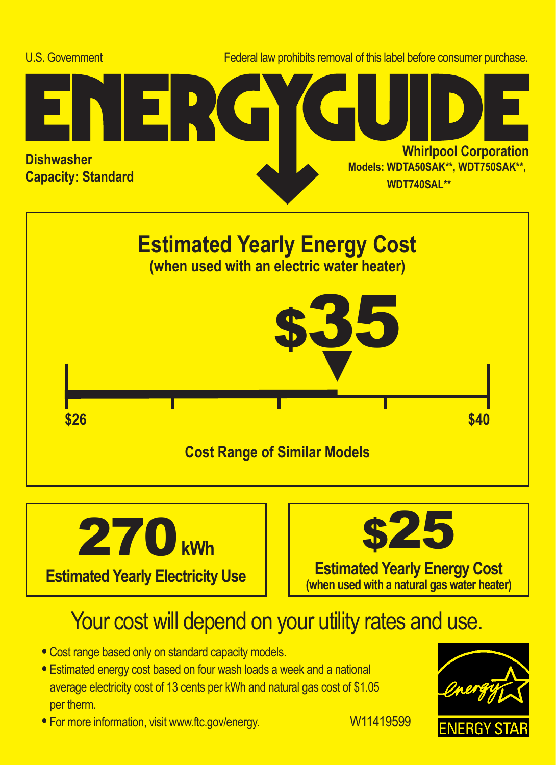U.S. Government

Federal law prohibits removal of this label before consumer purchase.

# ENERGYGUIDE

**Dishwasher**
**Capacity: Standard**

**Whirlpool Corporation**
**Models: WDTA50SAK**, WDT750SAK**, WDT740SAL****

## Estimated Yearly Energy Cost

**(when used with an electric water heater)**

# $35

**$26** — **$40**

**Cost Range of Similar Models**

# 270 kWh

**Estimated Yearly Electricity Use**

# $25

**Estimated Yearly Energy Cost**
**(when used with a natural gas water heater)**

## Your cost will depend on your utility rates and use.

- Cost range based only on standard capacity models.
- Estimated energy cost based on four wash loads a week and a national average electricity cost of 13 cents per kWh and natural gas cost of $1.05 per therm.
- For more information, visit www.ftc.gov/energy.

W11419599

ENERGY STAR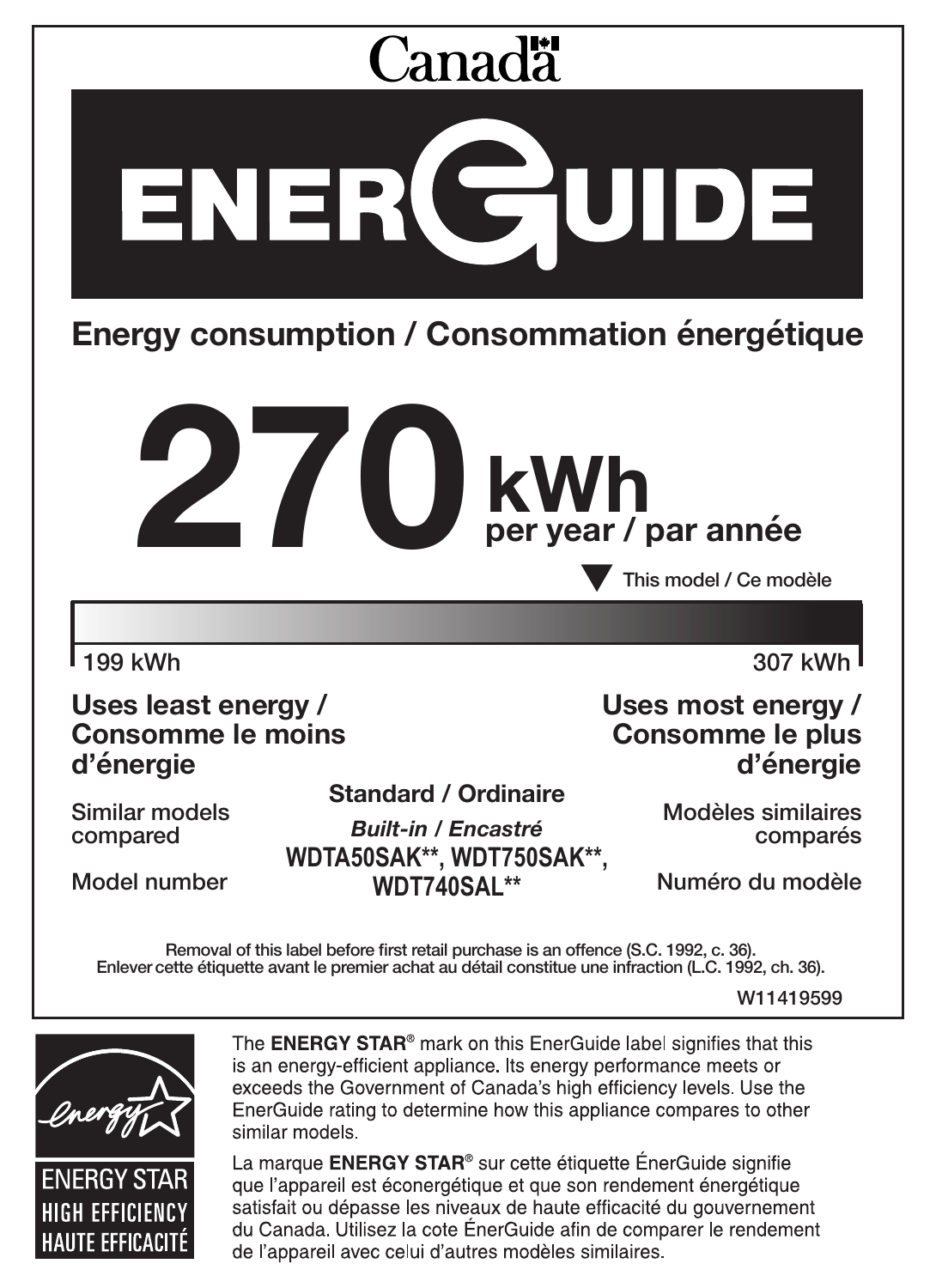Canada

# ENERGUIDE

## Energy consumption / Consommation énergétique

# 270 kWh

**per year / par année**

This model / Ce modèle

199 kWh — 307 kWh

**Uses least energy / Consomme le moins d'énergie**

**Uses most energy / Consomme le plus d'énergie**

**Standard / Ordinaire**

Similar models compared — ***Built-in / Encastré*** — Modèles similaires comparés

Model number — **WDTA50SAK**, WDT750SAK**, WDT740SAL**** — Numéro du modèle

Removal of this label before first retail purchase is an offence (S.C. 1992, c. 36).
Enlever cette étiquette avant le premier achat au détail constitue une infraction (L.C. 1992, ch. 36).

W11419599

ENERGY STAR
HIGH EFFICIENCY
HAUTE EFFICACITÉ

The **ENERGY STAR**® mark on this EnerGuide label signifies that this is an energy-efficient appliance. Its energy performance meets or exceeds the Government of Canada's high efficiency levels. Use the EnerGuide rating to determine how this appliance compares to other similar models.

La marque **ENERGY STAR**® sur cette étiquette ÉnerGuide signifie que l'appareil est éconergétique et que son rendement énergétique satisfait ou dépasse les niveaux de haute efficacité du gouvernement du Canada. Utilisez la cote ÉnerGuide afin de comparer le rendement de l'appareil avec celui d'autres modèles similaires.